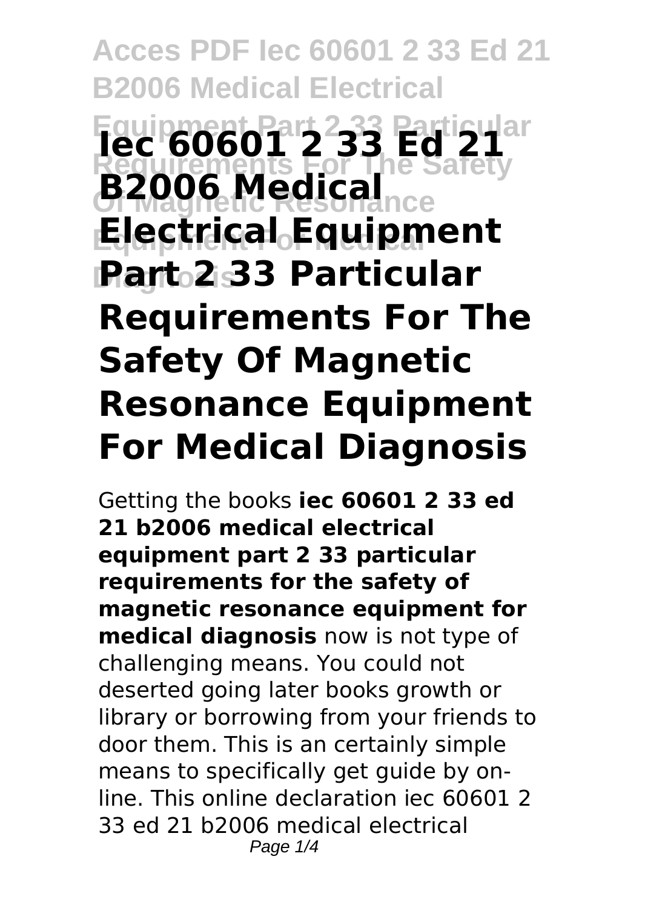# Iec 60601 2 33 Ed 21 B2006 Medical Electrical Equipment Part 2 33 Particular Requirements For The Safety Of Magnetic Resonance Equipment For Medical Diagnosis

Getting the books **iec 60601 2 33 ed 21 b2006 medical electrical equipment part 2 33 particular requirements for the safety of magnetic resonance equipment for medical diagnosis** now is not type of challenging means. You could not deserted going later books growth or library or borrowing from your friends to door them. This is an certainly simple means to specifically get guide by on-line. This online declaration iec 60601 2 33 ed 21 b2006 medical electrical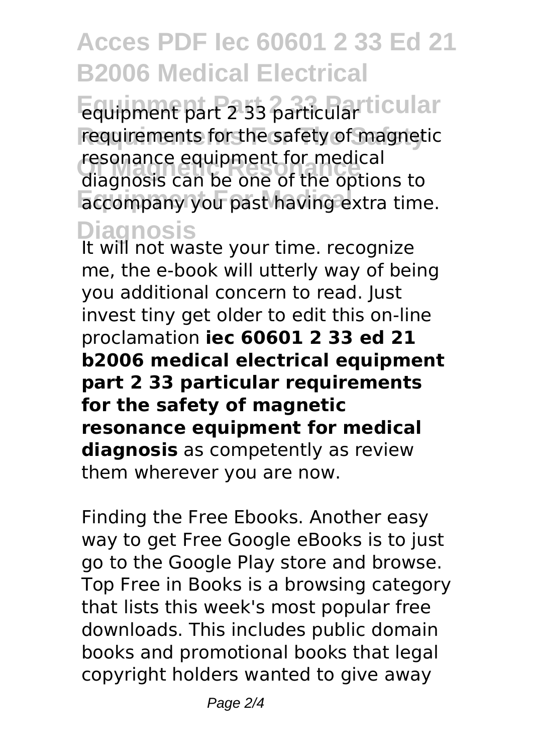# Acces PDF Iec 60601 2 33 Ed 21 B2006 Medical Electrical Equipment Part 2 33 Particular Requirements For The Safety Of Magnetic Resonance Equipment For Medical Diagnosis

equipment part 2 33 particular requirements for the safety of magnetic resonance equipment for medical diagnosis can be one of the options to accompany you past having extra time.

It will not waste your time. recognize me, the e-book will utterly way of being you additional concern to read. Just invest tiny get older to edit this on-line proclamation **iec 60601 2 33 ed 21 b2006 medical electrical equipment part 2 33 particular requirements for the safety of magnetic resonance equipment for medical diagnosis** as competently as review them wherever you are now.

Finding the Free Ebooks. Another easy way to get Free Google eBooks is to just go to the Google Play store and browse. Top Free in Books is a browsing category that lists this week's most popular free downloads. This includes public domain books and promotional books that legal copyright holders wanted to give away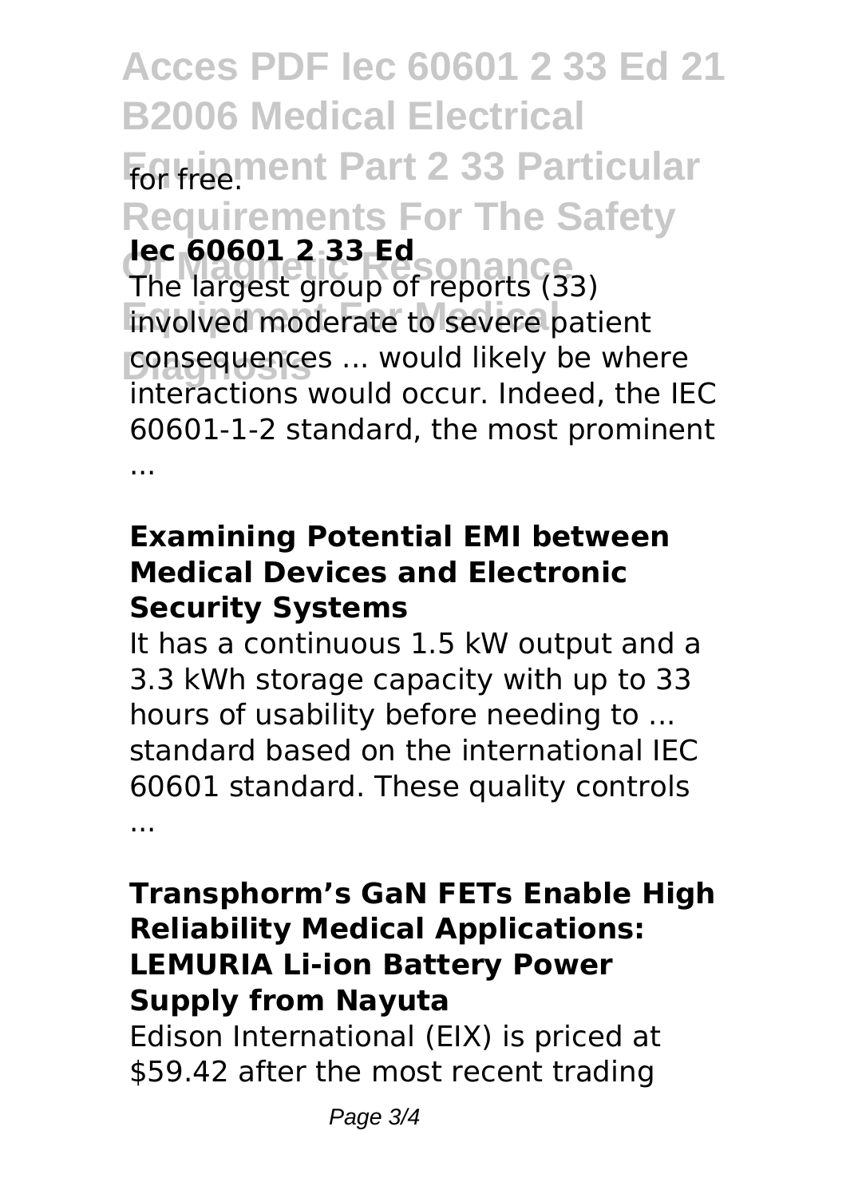for free.

**Iec 60601 2 33 Ed**

The largest group of reports (33) involved moderate to severe patient consequences ... would likely be where interactions would occur. Indeed, the IEC 60601-1-2 standard, the most prominent ...

**Examining Potential EMI between Medical Devices and Electronic Security Systems**

It has a continuous 1.5 kW output and a 3.3 kWh storage capacity with up to 33 hours of usability before needing to ... standard based on the international IEC 60601 standard. These quality controls ...

**Transphorm's GaN FETs Enable High Reliability Medical Applications: LEMURIA Li-ion Battery Power Supply from Nayuta**

Edison International (EIX) is priced at $59.42 after the most recent trading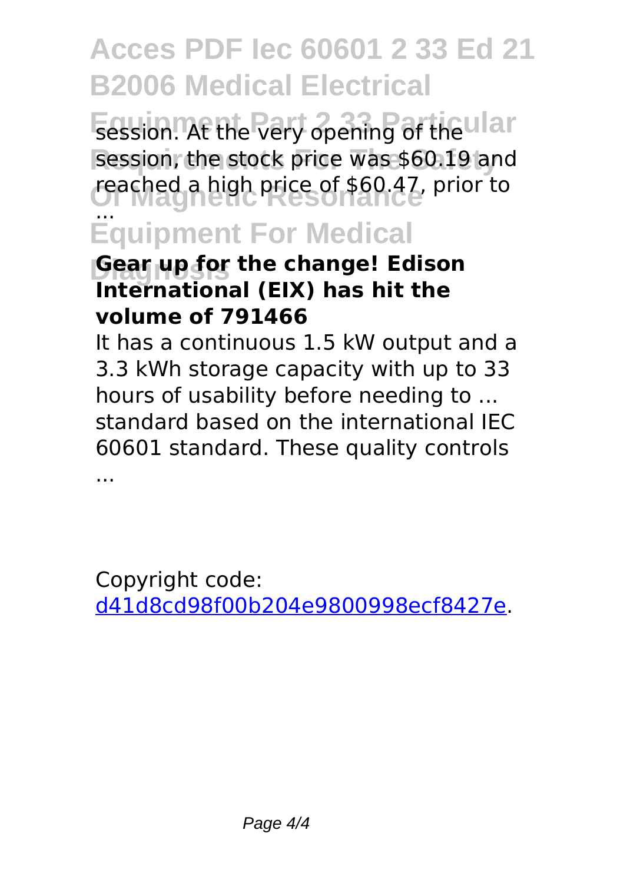session. At the very opening of the session, the stock price was $60.19 and reached a high price of $60.47, prior to ...

**Gear up for the change! Edison International (EIX) has hit the volume of 791466**

It has a continuous 1.5 kW output and a 3.3 kWh storage capacity with up to 33 hours of usability before needing to ... standard based on the international IEC 60601 standard. These quality controls ...

Copyright code: d41d8cd98f00b204e9800998ecf8427e.